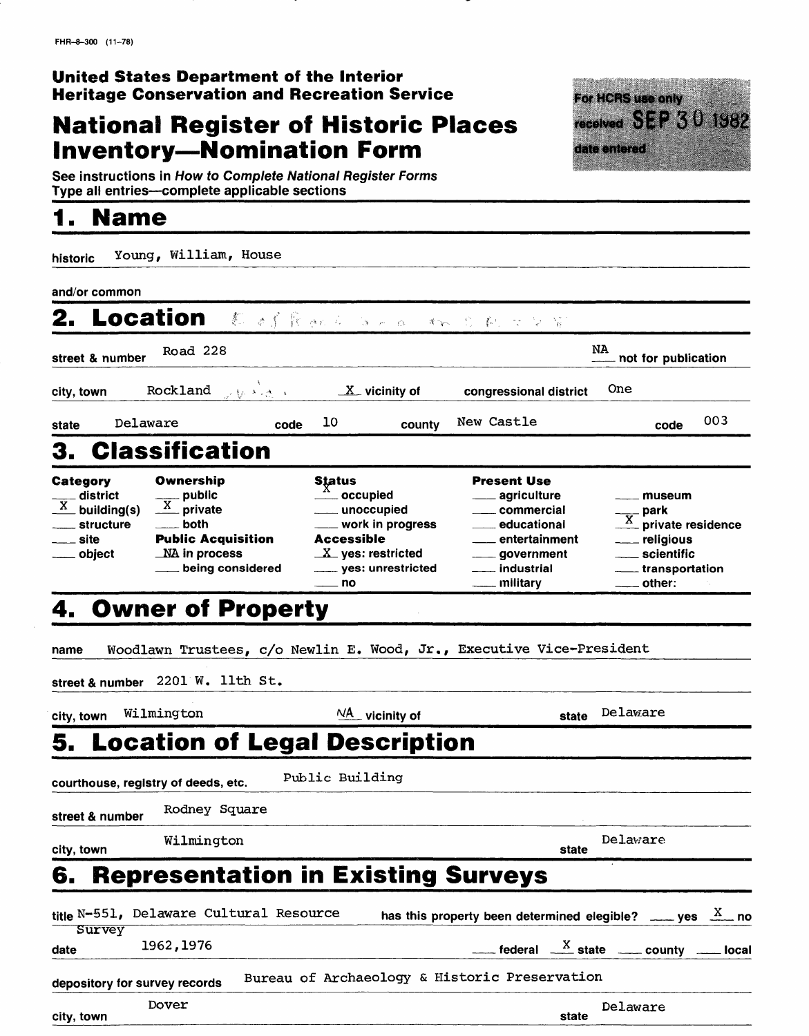FHR-8-300 (11-78)

**United States Department of the Interior**
**Heritage Conservation and Recreation Service**

# National Register of Historic Places Inventory—Nomination Form

For HCRS use only
received SEP 30 1982
date entered

See instructions in *How to Complete National Register Forms*
Type all entries—complete applicable sections

## 1. Name

historic Young, William, House

and/or common

## 2. Location

street & number Road 228 — NA not for publication

city, town Rockland — X vicinity of — congressional district One

state Delaware — code 10 — county New Castle — code 003

## 3. Classification

| Category | Ownership | Status | Present Use | |
|---|---|---|---|---|
| ___ district | ___ public | X occupied | ___ agriculture | ___ museum |
| X building(s) | X private | ___ unoccupied | ___ commercial | ___ park |
| ___ structure | ___ both | ___ work in progress | ___ educational | X private residence |
| ___ site | **Public Acquisition** | **Accessible** | ___ entertainment | ___ religious |
| ___ object | NA in process | X yes: restricted | ___ government | ___ scientific |
| | ___ being considered | ___ yes: unrestricted | ___ industrial | ___ transportation |
| | | ___ no | ___ military | ___ other: |

## 4. Owner of Property

name Woodlawn Trustees, c/o Newlin E. Wood, Jr., Executive Vice-President

street & number 2201 W. 11th St.

city, town Wilmington — NA vicinity of — state Delaware

## 5. Location of Legal Description

courthouse, registry of deeds, etc. Public Building

street & number Rodney Square

city, town Wilmington — state Delaware

## 6. Representation in Existing Surveys

title N-551, Delaware Cultural Resource Survey — has this property been determined elegible? ___ yes X no

date 1962,1976 — ___ federal X state ___ county ___ local

depository for survey records Bureau of Archaeology & Historic Preservation

city, town Dover — state Delaware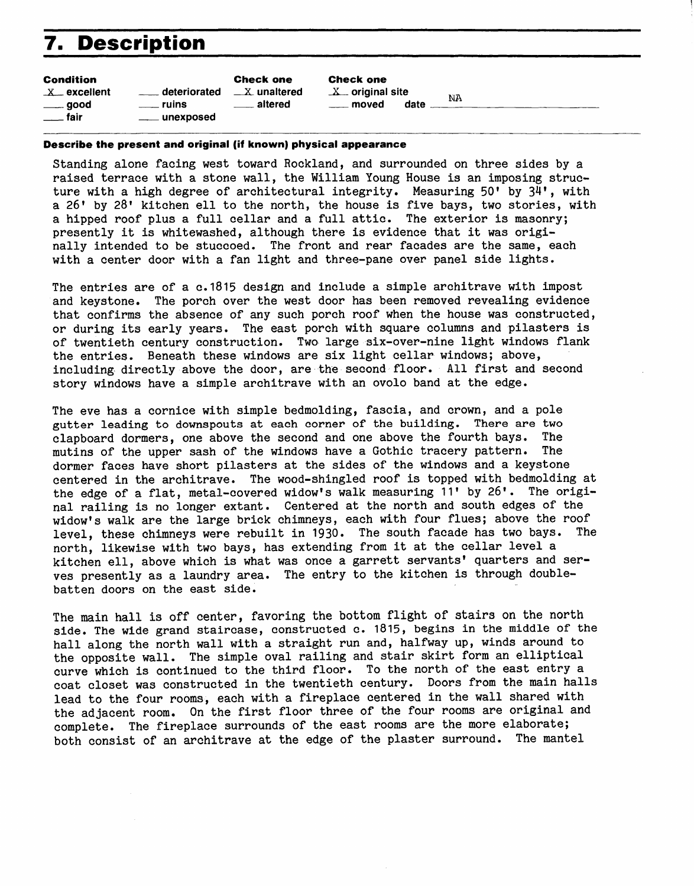# 7. Description

| Condition | | Check one | Check one |
|---|---|---|---|
| X excellent | ___ deteriorated | X unaltered | X original site |
| ___ good | ___ ruins | ___ altered | ___ moved date NA |
| ___ fair | ___ unexposed | | |

**Describe the present and original (if known) physical appearance**

Standing alone facing west toward Rockland, and surrounded on three sides by a raised terrace with a stone wall, the William Young House is an imposing structure with a high degree of architectural integrity. Measuring 50' by 34', with a 26' by 28' kitchen ell to the north, the house is five bays, two stories, with a hipped roof plus a full cellar and a full attic. The exterior is masonry; presently it is whitewashed, although there is evidence that it was originally intended to be stuccoed. The front and rear facades are the same, each with a center door with a fan light and three-pane over panel side lights.

The entries are of a c.1815 design and include a simple architrave with impost and keystone. The porch over the west door has been removed revealing evidence that confirms the absence of any such porch roof when the house was constructed, or during its early years. The east porch with square columns and pilasters is of twentieth century construction. Two large six-over-nine light windows flank the entries. Beneath these windows are six light cellar windows; above, including directly above the door, are the second floor. All first and second story windows have a simple architrave with an ovolo band at the edge.

The eve has a cornice with simple bedmolding, fascia, and crown, and a pole gutter leading to downspouts at each corner of the building. There are two clapboard dormers, one above the second and one above the fourth bays. The mutins of the upper sash of the windows have a Gothic tracery pattern. The dormer faces have short pilasters at the sides of the windows and a keystone centered in the architrave. The wood-shingled roof is topped with bedmolding at the edge of a flat, metal-covered widow's walk measuring 11' by 26'. The original railing is no longer extant. Centered at the north and south edges of the widow's walk are the large brick chimneys, each with four flues; above the roof level, these chimneys were rebuilt in 1930. The south facade has two bays. The north, likewise with two bays, has extending from it at the cellar level a kitchen ell, above which is what was once a garrett servants' quarters and serves presently as a laundry area. The entry to the kitchen is through double-batten doors on the east side.

The main hall is off center, favoring the bottom flight of stairs on the north side. The wide grand staircase, constructed c. 1815, begins in the middle of the hall along the north wall with a straight run and, halfway up, winds around to the opposite wall. The simple oval railing and stair skirt form an elliptical curve which is continued to the third floor. To the north of the east entry a coat closet was constructed in the twentieth century. Doors from the main halls lead to the four rooms, each with a fireplace centered in the wall shared with the adjacent room. On the first floor three of the four rooms are original and complete. The fireplace surrounds of the east rooms are the more elaborate; both consist of an architrave at the edge of the plaster surround. The mantel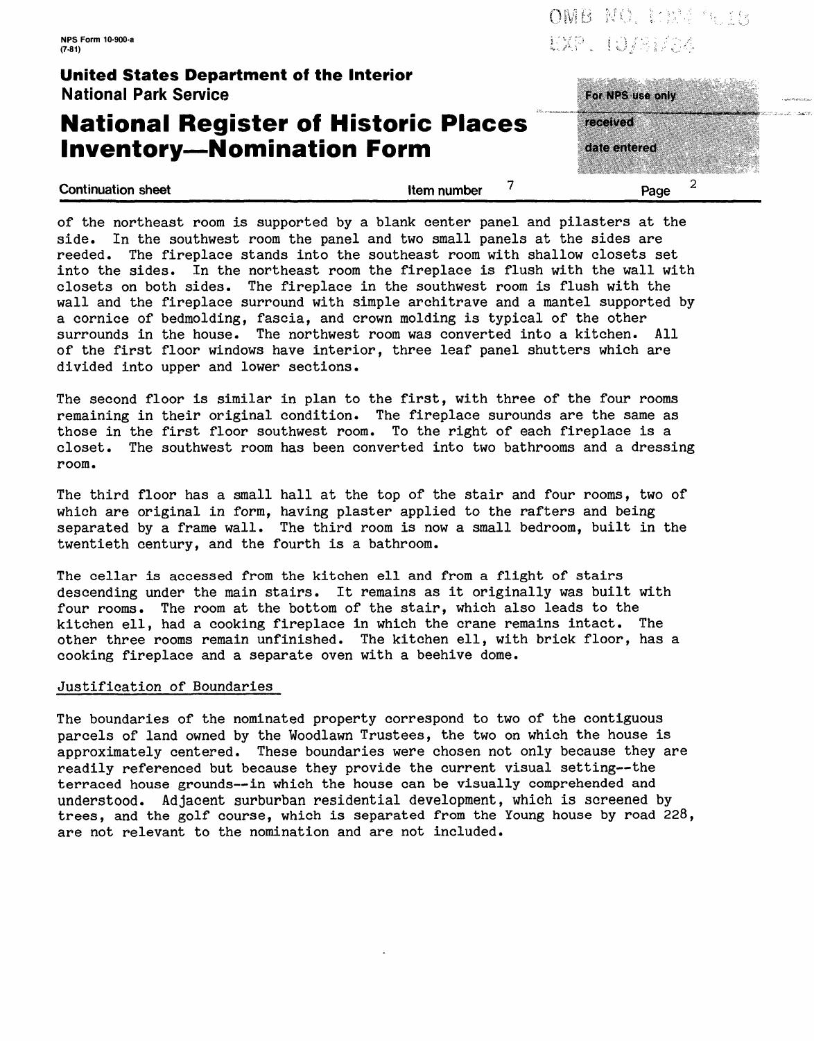of the northeast room is supported by a blank center panel and pilasters at the side. In the southwest room the panel and two small panels at the sides are reeded. The fireplace stands into the southeast room with shallow closets set into the sides. In the northeast room the fireplace is flush with the wall with closets on both sides. The fireplace in the southwest room is flush with the wall and the fireplace surround with simple architrave and a mantel supported by a cornice of bedmolding, fascia, and crown molding is typical of the other surrounds in the house. The northwest room was converted into a kitchen. All of the first floor windows have interior, three leaf panel shutters which are divided into upper and lower sections.

The second floor is similar in plan to the first, with three of the four rooms remaining in their original condition. The fireplace surounds are the same as those in the first floor southwest room. To the right of each fireplace is a closet. The southwest room has been converted into two bathrooms and a dressing room.

The third floor has a small hall at the top of the stair and four rooms, two of which are original in form, having plaster applied to the rafters and being separated by a frame wall. The third room is now a small bedroom, built in the twentieth century, and the fourth is a bathroom.

The cellar is accessed from the kitchen ell and from a flight of stairs descending under the main stairs. It remains as it originally was built with four rooms. The room at the bottom of the stair, which also leads to the kitchen ell, had a cooking fireplace in which the crane remains intact. The other three rooms remain unfinished. The kitchen ell, with brick floor, has a cooking fireplace and a separate oven with a beehive dome.

## Justification of Boundaries

The boundaries of the nominated property correspond to two of the contiguous parcels of land owned by the Woodlawn Trustees, the two on which the house is approximately centered. These boundaries were chosen not only because they are readily referenced but because they provide the current visual setting--the terraced house grounds--in which the house can be visually comprehended and understood. Adjacent surburban residential development, which is screened by trees, and the golf course, which is separated from the Young house by road 228, are not relevant to the nomination and are not included.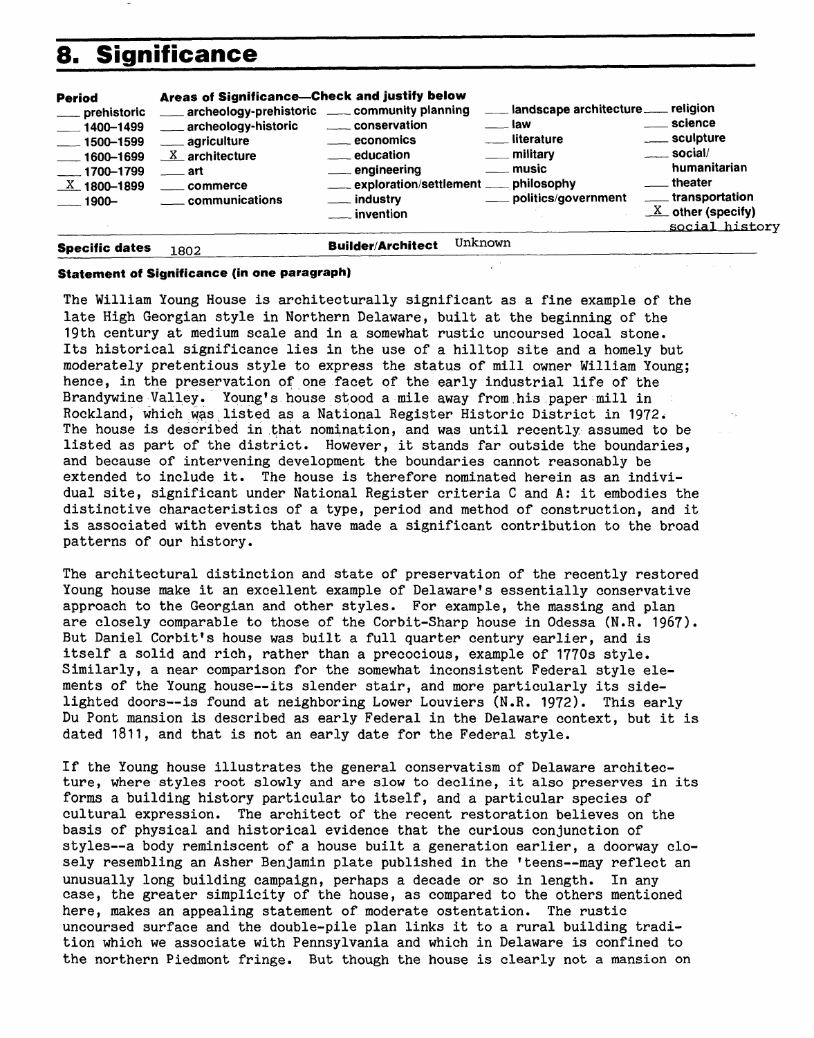# 8. Significance

| Period | Areas of Significance—Check and justify below | | | |
|---|---|---|---|---|
| ___ prehistoric | ___ archeology-prehistoric | ___ community planning | ___ landscape architecture | ___ religion |
| ___ 1400–1499 | ___ archeology-historic | ___ conservation | ___ law | ___ science |
| ___ 1500–1599 | ___ agriculture | ___ economics | ___ literature | ___ sculpture |
| ___ 1600–1699 | _X_ architecture | ___ education | ___ military | ___ social/ humanitarian |
| ___ 1700–1799 | ___ art | ___ engineering | ___ music | ___ theater |
| _X_ 1800–1899 | ___ commerce | ___ exploration/settlement | ___ philosophy | ___ transportation |
| ___ 1900– | ___ communications | ___ industry | ___ politics/government | _X_ other (specify) social history |
| | | ___ invention | | |

**Specific dates** 1802 **Builder/Architect** Unknown

**Statement of Significance (in one paragraph)**

The William Young House is architecturally significant as a fine example of the late High Georgian style in Northern Delaware, built at the beginning of the 19th century at medium scale and in a somewhat rustic uncoursed local stone. Its historical significance lies in the use of a hilltop site and a homely but moderately pretentious style to express the status of mill owner William Young; hence, in the preservation of one facet of the early industrial life of the Brandywine Valley. Young's house stood a mile away from his paper mill in Rockland, which was listed as a National Register Historic District in 1972. The house is described in that nomination, and was until recently assumed to be listed as part of the district. However, it stands far outside the boundaries, and because of intervening development the boundaries cannot reasonably be extended to include it. The house is therefore nominated herein as an individual site, significant under National Register criteria C and A: it embodies the distinctive characteristics of a type, period and method of construction, and it is associated with events that have made a significant contribution to the broad patterns of our history.

The architectural distinction and state of preservation of the recently restored Young house make it an excellent example of Delaware's essentially conservative approach to the Georgian and other styles. For example, the massing and plan are closely comparable to those of the Corbit-Sharp house in Odessa (N.R. 1967). But Daniel Corbit's house was built a full quarter century earlier, and is itself a solid and rich, rather than a precocious, example of 1770s style. Similarly, a near comparison for the somewhat inconsistent Federal style elements of the Young house--its slender stair, and more particularly its side-lighted doors--is found at neighboring Lower Louviers (N.R. 1972). This early Du Pont mansion is described as early Federal in the Delaware context, but it is dated 1811, and that is not an early date for the Federal style.

If the Young house illustrates the general conservatism of Delaware architecture, where styles root slowly and are slow to decline, it also preserves in its forms a building history particular to itself, and a particular species of cultural expression. The architect of the recent restoration believes on the basis of physical and historical evidence that the curious conjunction of styles--a body reminiscent of a house built a generation earlier, a doorway closely resembling an Asher Benjamin plate published in the 'teens--may reflect an unusually long building campaign, perhaps a decade or so in length. In any case, the greater simplicity of the house, as compared to the others mentioned here, makes an appealing statement of moderate ostentation. The rustic uncoursed surface and the double-pile plan links it to a rural building tradition which we associate with Pennsylvania and which in Delaware is confined to the northern Piedmont fringe. But though the house is clearly not a mansion on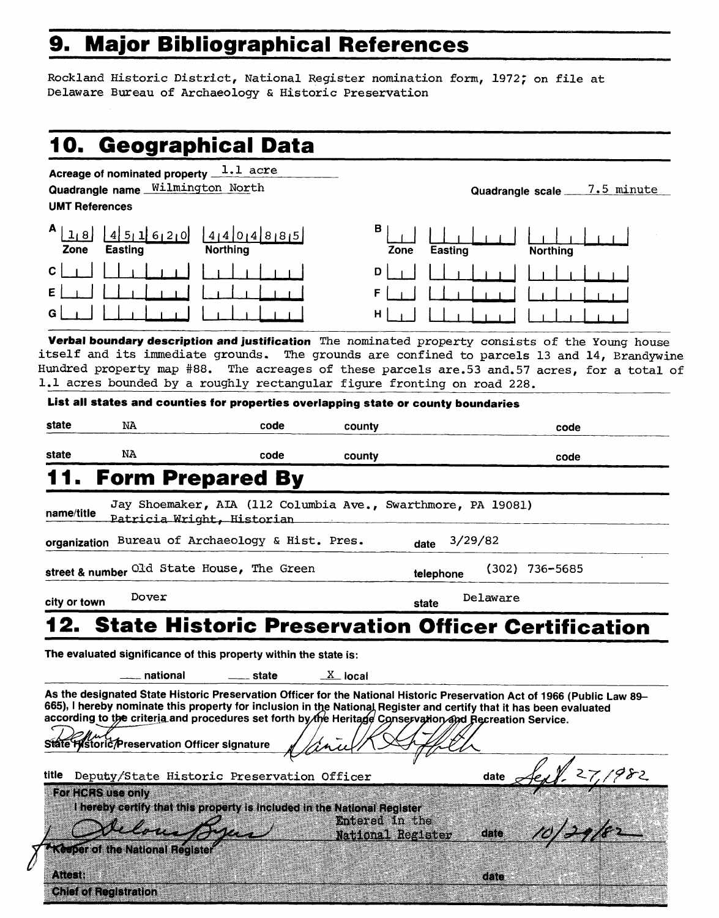# 9. Major Bibliographical References

Rockland Historic District, National Register nomination form, 1972; on file at Delaware Bureau of Archaeology & Historic Preservation

# 10. Geographical Data

Acreage of nominated property 1.1 acre

Quadrangle name Wilmington North

Quadrangle scale 7.5 minute

UMT References

| | Zone | Easting | Northing | | Zone | Easting | Northing |
|---|---|---|---|---|---|---|---|
| A | 1 8 | 4 5 1 6 2 0 | 4 4 0 4 8 8 5 | B | | | |
| C | | | | D | | | |
| E | | | | F | | | |
| G | | | | H | | | |

**Verbal boundary description and justification** The nominated property consists of the Young house itself and its immediate grounds. The grounds are confined to parcels 13 and 14, Brandywine Hundred property map #88. The acreages of these parcels are.53 and.57 acres, for a total of 1.1 acres bounded by a roughly rectangular figure fronting on road 228.

**List all states and counties for properties overlapping state or county boundaries**

| state | | code | county | code |
|---|---|---|---|---|
| state | NA | code | county | code |
| state | NA | code | county | code |

# 11. Form Prepared By

name/title Jay Shoemaker, AIA (112 Columbia Ave., Swarthmore, PA 19081) ~~Patricia Wright, Historian~~

organization Bureau of Archaeology & Hist. Pres. date 3/29/82

street & number Old State House, The Green telephone (302) 736-5685

city or town Dover state Delaware

# 12. State Historic Preservation Officer Certification

The evaluated significance of this property within the state is:

___ national ___ state X local

As the designated State Historic Preservation Officer for the National Historic Preservation Act of 1966 (Public Law 89–665), I hereby nominate this property for inclusion in the National Register and certify that it has been evaluated according to the criteria and procedures set forth by the Heritage Conservation and Recreation Service.

State Historic Preservation Officer signature [signature]

title Deputy/State Historic Preservation Officer date Sept. 27, 1982

For HCRS use only

I hereby certify that this property is included in the National Register

Entered in the National Register date 10/29/82

[signature] Keeper of the National Register

Attest: date

Chief of Registration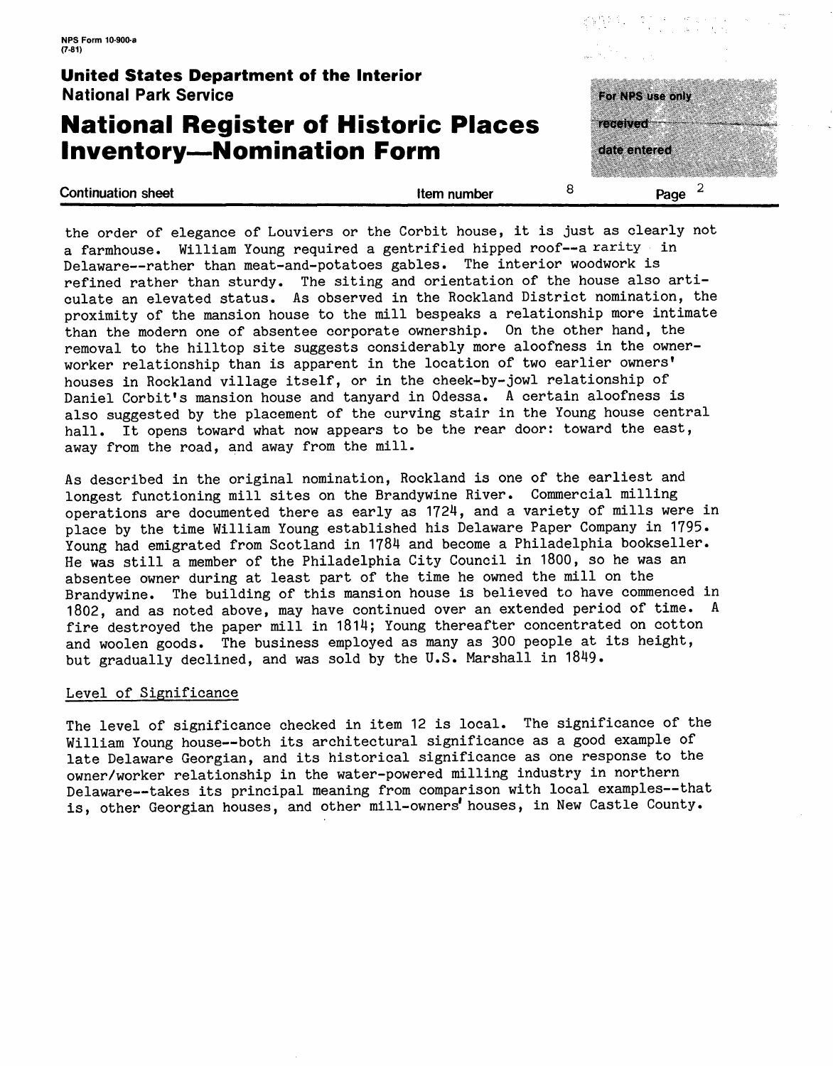the order of elegance of Louviers or the Corbit house, it is just as clearly not a farmhouse. William Young required a gentrified hipped roof--a rarity in Delaware--rather than meat-and-potatoes gables. The interior woodwork is refined rather than sturdy. The siting and orientation of the house also articulate an elevated status. As observed in the Rockland District nomination, the proximity of the mansion house to the mill bespeaks a relationship more intimate than the modern one of absentee corporate ownership. On the other hand, the removal to the hilltop site suggests considerably more aloofness in the owner-worker relationship than is apparent in the location of two earlier owners' houses in Rockland village itself, or in the cheek-by-jowl relationship of Daniel Corbit's mansion house and tanyard in Odessa. A certain aloofness is also suggested by the placement of the curving stair in the Young house central hall. It opens toward what now appears to be the rear door: toward the east, away from the road, and away from the mill.

As described in the original nomination, Rockland is one of the earliest and longest functioning mill sites on the Brandywine River. Commercial milling operations are documented there as early as 1724, and a variety of mills were in place by the time William Young established his Delaware Paper Company in 1795. Young had emigrated from Scotland in 1784 and become a Philadelphia bookseller. He was still a member of the Philadelphia City Council in 1800, so he was an absentee owner during at least part of the time he owned the mill on the Brandywine. The building of this mansion house is believed to have commenced in 1802, and as noted above, may have continued over an extended period of time. A fire destroyed the paper mill in 1814; Young thereafter concentrated on cotton and woolen goods. The business employed as many as 300 people at its height, but gradually declined, and was sold by the U.S. Marshall in 1849.

## Level of Significance

The level of significance checked in item 12 is local. The significance of the William Young house--both its architectural significance as a good example of late Delaware Georgian, and its historical significance as one response to the owner/worker relationship in the water-powered milling industry in northern Delaware--takes its principal meaning from comparison with local examples--that is, other Georgian houses, and other mill-owners' houses, in New Castle County.